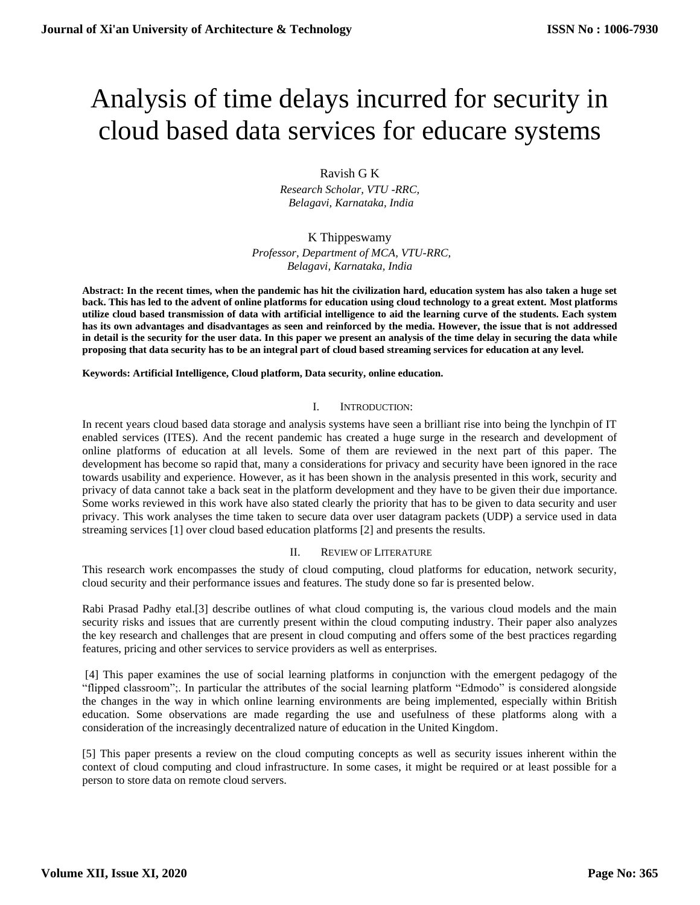# Analysis of time delays incurred for security in cloud based data services for educare systems

Ravish G K

*Research Scholar, VTU -RRC, Belagavi, Karnataka, India*

K Thippeswamy

*Professor, Department of MCA, VTU-RRC, Belagavi, Karnataka, India*

**Abstract: In the recent times, when the pandemic has hit the civilization hard, education system has also taken a huge set back. This has led to the advent of online platforms for education using cloud technology to a great extent. Most platforms utilize cloud based transmission of data with artificial intelligence to aid the learning curve of the students. Each system has its own advantages and disadvantages as seen and reinforced by the media. However, the issue that is not addressed in detail is the security for the user data. In this paper we present an analysis of the time delay in securing the data while proposing that data security has to be an integral part of cloud based streaming services for education at any level.**

**Keywords: Artificial Intelligence, Cloud platform, Data security, online education.**

## I. INTRODUCTION:

In recent years cloud based data storage and analysis systems have seen a brilliant rise into being the lynchpin of IT enabled services (ITES). And the recent pandemic has created a huge surge in the research and development of online platforms of education at all levels. Some of them are reviewed in the next part of this paper. The development has become so rapid that, many a considerations for privacy and security have been ignored in the race towards usability and experience. However, as it has been shown in the analysis presented in this work, security and privacy of data cannot take a back seat in the platform development and they have to be given their due importance. Some works reviewed in this work have also stated clearly the priority that has to be given to data security and user privacy. This work analyses the time taken to secure data over user datagram packets (UDP) a service used in data streaming services [1] over cloud based education platforms [2] and presents the results.

## II. REVIEW OF LITERATURE

This research work encompasses the study of cloud computing, cloud platforms for education, network security, cloud security and their performance issues and features. The study done so far is presented below.

Rabi Prasad Padhy etal.[3] describe outlines of what cloud computing is, the various cloud models and the main security risks and issues that are currently present within the cloud computing industry. Their paper also analyzes the key research and challenges that are present in cloud computing and offers some of the best practices regarding features, pricing and other services to service providers as well as enterprises.

[4] This paper examines the use of social learning platforms in conjunction with the emergent pedagogy of the "flipped classroom";. In particular the attributes of the social learning platform "Edmodo" is considered alongside the changes in the way in which online learning environments are being implemented, especially within British education. Some observations are made regarding the use and usefulness of these platforms along with a consideration of the increasingly decentralized nature of education in the United Kingdom.

[5] This paper presents a review on the cloud computing concepts as well as security issues inherent within the context of cloud computing and cloud infrastructure. In some cases, it might be required or at least possible for a person to store data on remote cloud servers.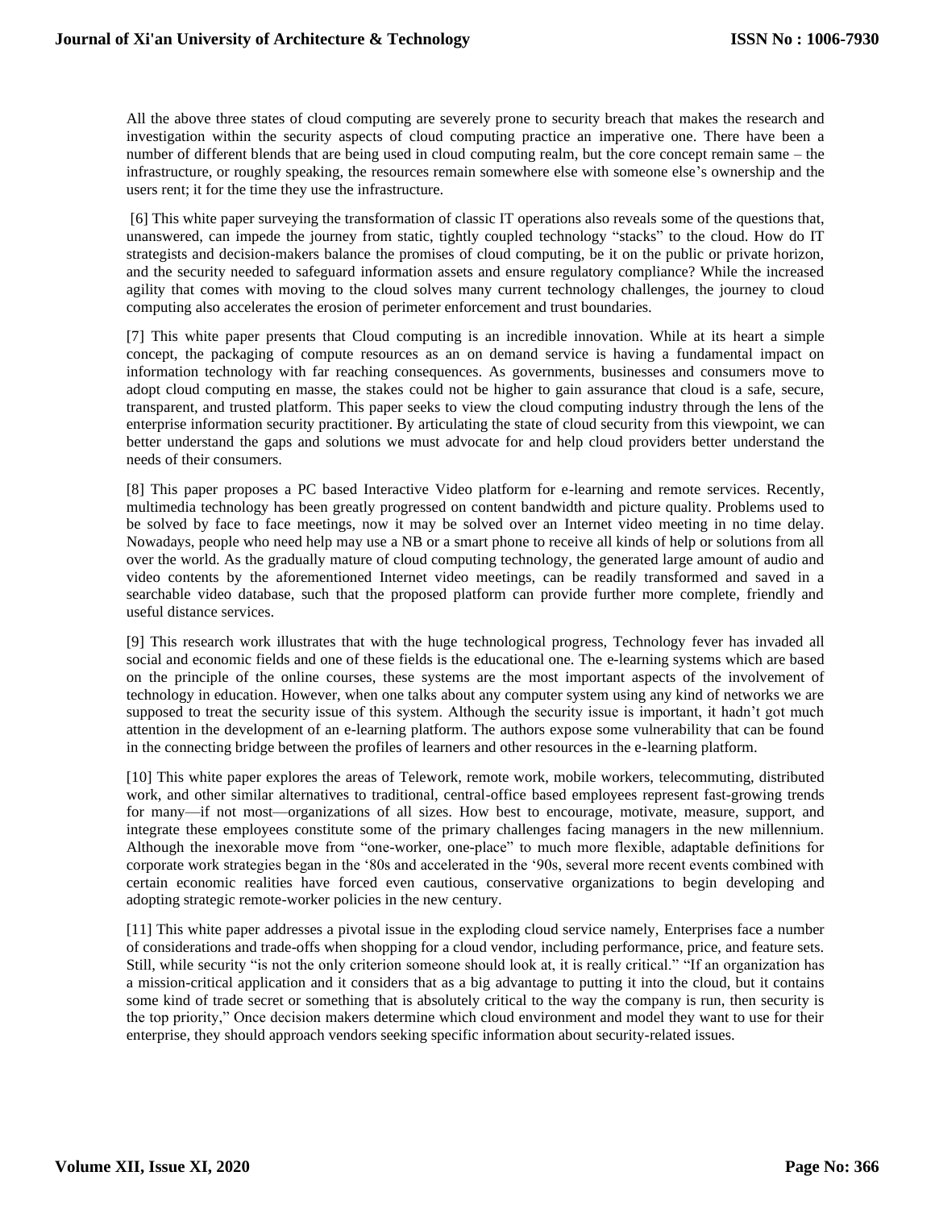All the above three states of cloud computing are severely prone to security breach that makes the research and investigation within the security aspects of cloud computing practice an imperative one. There have been a number of different blends that are being used in cloud computing realm, but the core concept remain same – the infrastructure, or roughly speaking, the resources remain somewhere else with someone else's ownership and the users rent; it for the time they use the infrastructure.

[6] This white paper surveying the transformation of classic IT operations also reveals some of the questions that, unanswered, can impede the journey from static, tightly coupled technology "stacks" to the cloud. How do IT strategists and decision-makers balance the promises of cloud computing, be it on the public or private horizon, and the security needed to safeguard information assets and ensure regulatory compliance? While the increased agility that comes with moving to the cloud solves many current technology challenges, the journey to cloud computing also accelerates the erosion of perimeter enforcement and trust boundaries.

[7] This white paper presents that Cloud computing is an incredible innovation. While at its heart a simple concept, the packaging of compute resources as an on demand service is having a fundamental impact on information technology with far reaching consequences. As governments, businesses and consumers move to adopt cloud computing en masse, the stakes could not be higher to gain assurance that cloud is a safe, secure, transparent, and trusted platform. This paper seeks to view the cloud computing industry through the lens of the enterprise information security practitioner. By articulating the state of cloud security from this viewpoint, we can better understand the gaps and solutions we must advocate for and help cloud providers better understand the needs of their consumers.

[8] This paper proposes a PC based Interactive Video platform for e-learning and remote services. Recently, multimedia technology has been greatly progressed on content bandwidth and picture quality. Problems used to be solved by face to face meetings, now it may be solved over an Internet video meeting in no time delay. Nowadays, people who need help may use a NB or a smart phone to receive all kinds of help or solutions from all over the world. As the gradually mature of cloud computing technology, the generated large amount of audio and video contents by the aforementioned Internet video meetings, can be readily transformed and saved in a searchable video database, such that the proposed platform can provide further more complete, friendly and useful distance services.

[9] This research work illustrates that with the huge technological progress, Technology fever has invaded all social and economic fields and one of these fields is the educational one. The e-learning systems which are based on the principle of the online courses, these systems are the most important aspects of the involvement of technology in education. However, when one talks about any computer system using any kind of networks we are supposed to treat the security issue of this system. Although the security issue is important, it hadn't got much attention in the development of an e-learning platform. The authors expose some vulnerability that can be found in the connecting bridge between the profiles of learners and other resources in the e-learning platform.

[10] This white paper explores the areas of Telework, remote work, mobile workers, telecommuting, distributed work, and other similar alternatives to traditional, central-office based employees represent fast-growing trends for many—if not most—organizations of all sizes. How best to encourage, motivate, measure, support, and integrate these employees constitute some of the primary challenges facing managers in the new millennium. Although the inexorable move from "one-worker, one-place" to much more flexible, adaptable definitions for corporate work strategies began in the '80s and accelerated in the '90s, several more recent events combined with certain economic realities have forced even cautious, conservative organizations to begin developing and adopting strategic remote-worker policies in the new century.

[11] This white paper addresses a pivotal issue in the exploding cloud service namely, Enterprises face a number of considerations and trade-offs when shopping for a cloud vendor, including performance, price, and feature sets. Still, while security "is not the only criterion someone should look at, it is really critical." "If an organization has a mission-critical application and it considers that as a big advantage to putting it into the cloud, but it contains some kind of trade secret or something that is absolutely critical to the way the company is run, then security is the top priority," Once decision makers determine which cloud environment and model they want to use for their enterprise, they should approach vendors seeking specific information about security-related issues.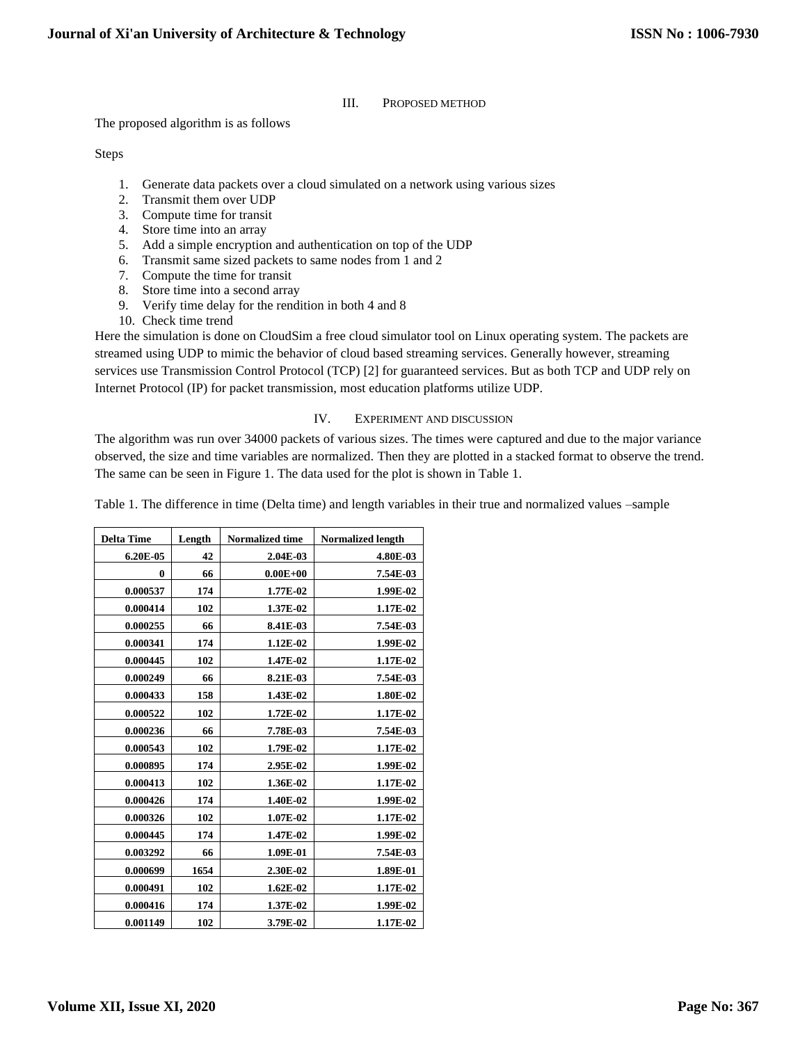## III. Proposed Method

The proposed algorithm is as follows

Steps

1. Generate data packets over a cloud simulated on a network using various sizes
2. Transmit them over UDP
3. Compute time for transit
4. Store time into an array
5. Add a simple encryption and authentication on top of the UDP
6. Transmit same sized packets to same nodes from 1 and 2
7. Compute the time for transit
8. Store time into a second array
9. Verify time delay for the rendition in both 4 and 8
10. Check time trend

Here the simulation is done on CloudSim a free cloud simulator tool on Linux operating system. The packets are streamed using UDP to mimic the behavior of cloud based streaming services. Generally however, streaming services use Transmission Control Protocol (TCP) [2] for guaranteed services. But as both TCP and UDP rely on Internet Protocol (IP) for packet transmission, most education platforms utilize UDP.

## IV. Experiment and Discussion

The algorithm was run over 34000 packets of various sizes. The times were captured and due to the major variance observed, the size and time variables are normalized. Then they are plotted in a stacked format to observe the trend. The same can be seen in Figure 1. The data used for the plot is shown in Table 1.

Table 1. The difference in time (Delta time) and length variables in their true and normalized values –sample

| Delta Time | Length | Normalized time | Normalized length |
|---|---|---|---|
| 6.20E-05 | 42 | 2.04E-03 | 4.80E-03 |
| 0 | 66 | 0.00E+00 | 7.54E-03 |
| 0.000537 | 174 | 1.77E-02 | 1.99E-02 |
| 0.000414 | 102 | 1.37E-02 | 1.17E-02 |
| 0.000255 | 66 | 8.41E-03 | 7.54E-03 |
| 0.000341 | 174 | 1.12E-02 | 1.99E-02 |
| 0.000445 | 102 | 1.47E-02 | 1.17E-02 |
| 0.000249 | 66 | 8.21E-03 | 7.54E-03 |
| 0.000433 | 158 | 1.43E-02 | 1.80E-02 |
| 0.000522 | 102 | 1.72E-02 | 1.17E-02 |
| 0.000236 | 66 | 7.78E-03 | 7.54E-03 |
| 0.000543 | 102 | 1.79E-02 | 1.17E-02 |
| 0.000895 | 174 | 2.95E-02 | 1.99E-02 |
| 0.000413 | 102 | 1.36E-02 | 1.17E-02 |
| 0.000426 | 174 | 1.40E-02 | 1.99E-02 |
| 0.000326 | 102 | 1.07E-02 | 1.17E-02 |
| 0.000445 | 174 | 1.47E-02 | 1.99E-02 |
| 0.003292 | 66 | 1.09E-01 | 7.54E-03 |
| 0.000699 | 1654 | 2.30E-02 | 1.89E-01 |
| 0.000491 | 102 | 1.62E-02 | 1.17E-02 |
| 0.000416 | 174 | 1.37E-02 | 1.99E-02 |
| 0.001149 | 102 | 3.79E-02 | 1.17E-02 |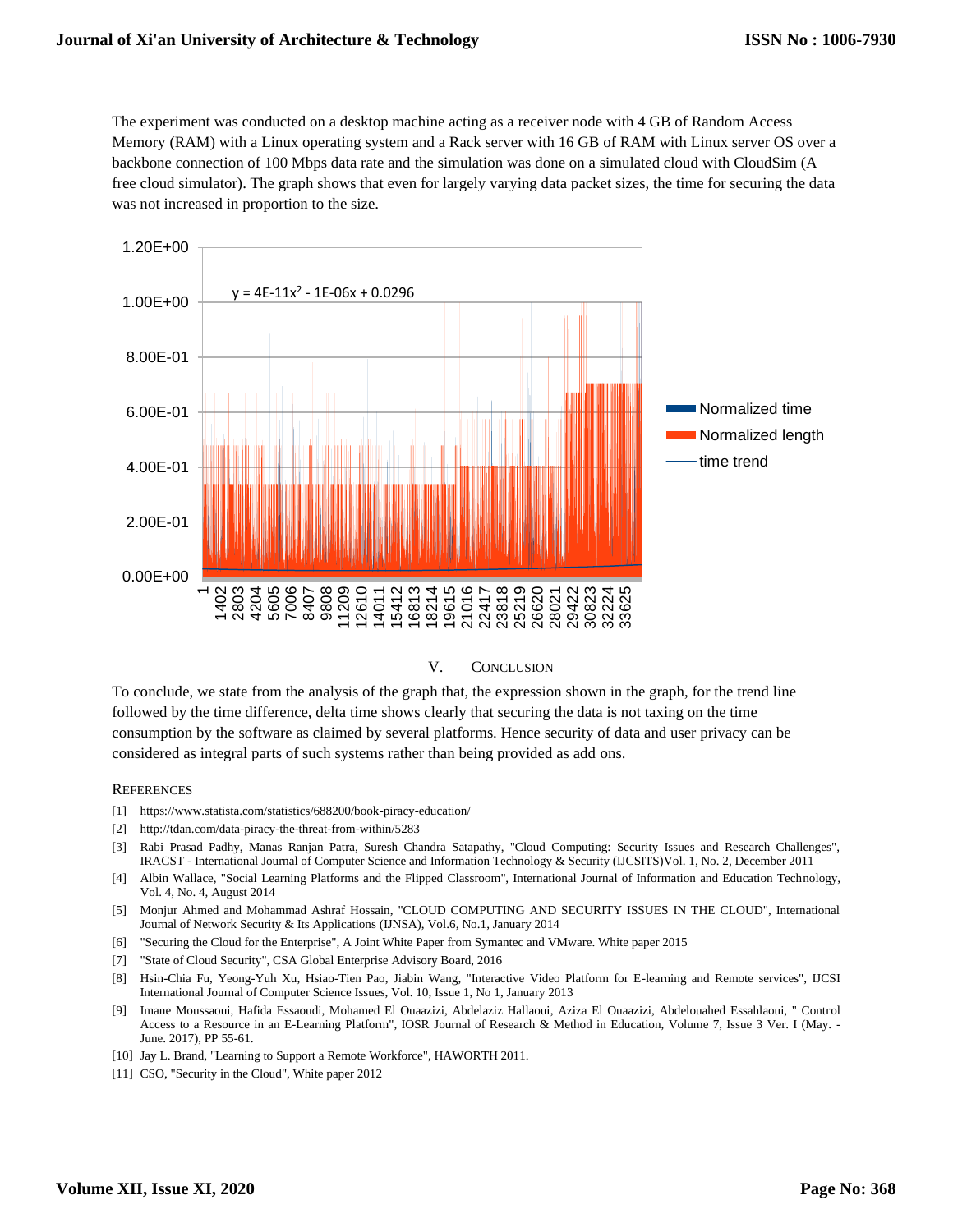The experiment was conducted on a desktop machine acting as a receiver node with 4 GB of Random Access Memory (RAM) with a Linux operating system and a Rack server with 16 GB of RAM with Linux server OS over a backbone connection of 100 Mbps data rate and the simulation was done on a simulated cloud with CloudSim (A free cloud simulator). The graph shows that even for largely varying data packet sizes, the time for securing the data was not increased in proportion to the size.

1.20E+00
1.00E+00
8.00E-01
6.00E-01
4.00E-01
2.00E-01
0.00E+00

$y = 4E\text{-}11x^2 - 1E\text{-}06x + 0.0296$

1
1402
2803
4204
5605
7006
8407
9808
11209
12610
14011
15412
16813
18214
19615
21016
22417
23818
25219
26620
28021
29422
30823
32224
33625

Normalized time
Normalized length
time trend

## V. Conclusion

To conclude, we state from the analysis of the graph that, the expression shown in the graph, for the trend line followed by the time difference, delta time shows clearly that securing the data is not taxing on the time consumption by the software as claimed by several platforms. Hence security of data and user privacy can be considered as integral parts of such systems rather than being provided as add ons.

## References

[1] https://www.statista.com/statistics/688200/book-piracy-education/

[2] http://tdan.com/data-piracy-the-threat-from-within/5283

[3] Rabi Prasad Padhy, Manas Ranjan Patra, Suresh Chandra Satapathy, "Cloud Computing: Security Issues and Research Challenges", IRACST - International Journal of Computer Science and Information Technology & Security (IJCSITS)Vol. 1, No. 2, December 2011

[4] Albin Wallace, "Social Learning Platforms and the Flipped Classroom", International Journal of Information and Education Technology, Vol. 4, No. 4, August 2014

[5] Monjur Ahmed and Mohammad Ashraf Hossain, "CLOUD COMPUTING AND SECURITY ISSUES IN THE CLOUD", International Journal of Network Security & Its Applications (IJNSA), Vol.6, No.1, January 2014

[6] "Securing the Cloud for the Enterprise", A Joint White Paper from Symantec and VMware. White paper 2015

[7] "State of Cloud Security", CSA Global Enterprise Advisory Board, 2016

[8] Hsin-Chia Fu, Yeong-Yuh Xu, Hsiao-Tien Pao, Jiabin Wang, "Interactive Video Platform for E-learning and Remote services", IJCSI International Journal of Computer Science Issues, Vol. 10, Issue 1, No 1, January 2013

[9] Imane Moussaoui, Hafida Essaoudi, Mohamed El Ouaazizi, Abdelaziz Hallaoui, Aziza El Ouaazizi, Abdelouahed Essahlaoui, " Control Access to a Resource in an E-Learning Platform", IOSR Journal of Research & Method in Education, Volume 7, Issue 3 Ver. I (May. - June. 2017), PP 55-61.

[10] Jay L. Brand, "Learning to Support a Remote Workforce", HAWORTH 2011.

[11] CSO, "Security in the Cloud", White paper 2012